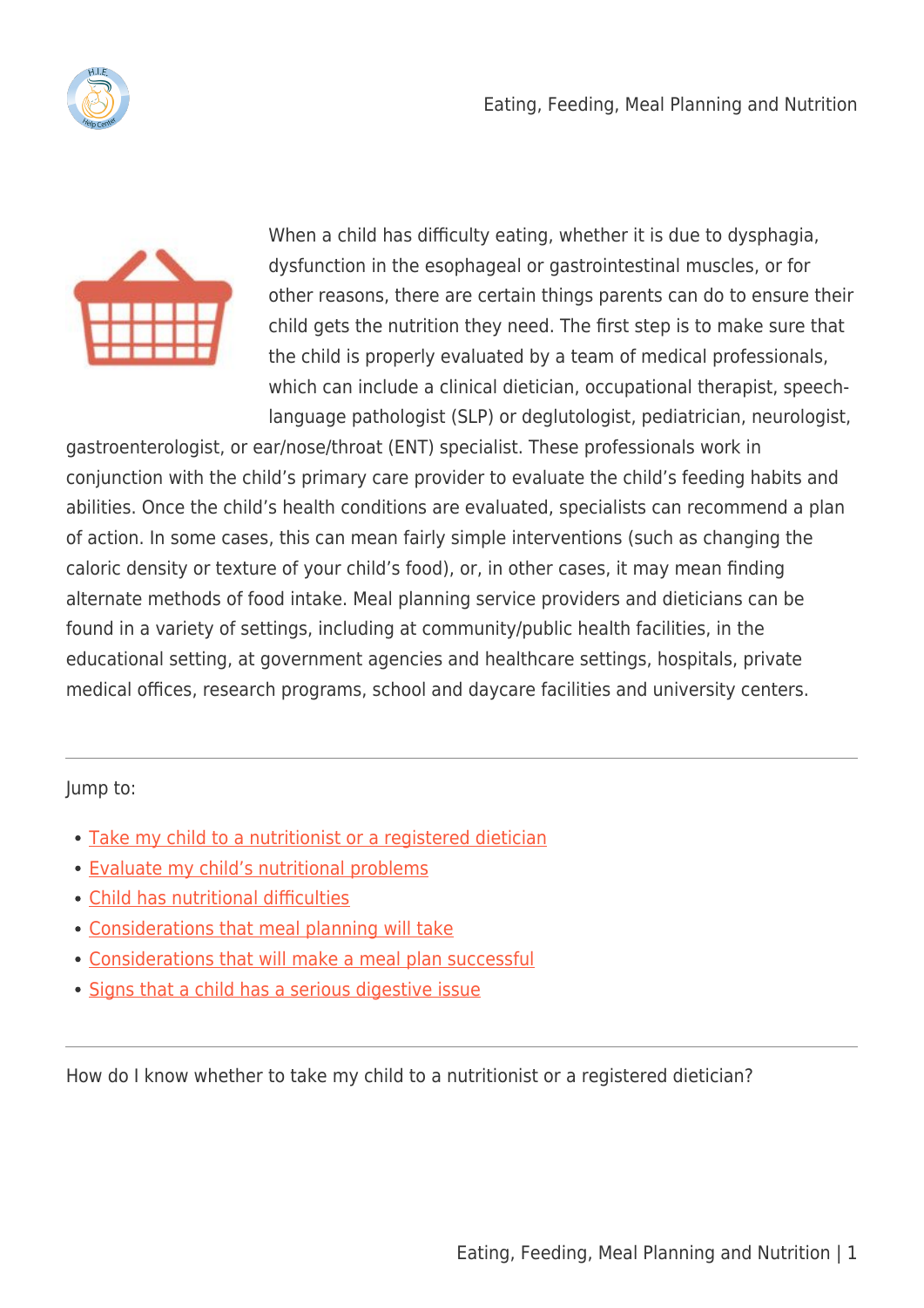When a child has difficulty eating, whether it is due to dysphagia, dysfunction in the esophageal or gastrointestinal muscles, or for other reasons, there are certain things parents can do to ensure their child gets the nutrition they need. The first step is to make sure that the child is properly evaluated by a team of medical professionals, which can include a clinical dietician, occupational therapist, speech-language pathologist (SLP) or deglutologist, pediatrician, neurologist, gastroenterologist, or ear/nose/throat (ENT) specialist. These professionals work in conjunction with the child's primary care provider to evaluate the child's feeding habits and abilities. Once the child's health conditions are evaluated, specialists can recommend a plan of action. In some cases, this can mean fairly simple interventions (such as changing the caloric density or texture of your child's food), or, in other cases, it may mean finding alternate methods of food intake. Meal planning service providers and dieticians can be found in a variety of settings, including at community/public health facilities, in the educational setting, at government agencies and healthcare settings, hospitals, private medical offices, research programs, school and daycare facilities and university centers.

---

Jump to:

- Take my child to a nutritionist or a registered dietician
- Evaluate my child's nutritional problems
- Child has nutritional difficulties
- Considerations that meal planning will take
- Considerations that will make a meal plan successful
- Signs that a child has a serious digestive issue

---

How do I know whether to take my child to a nutritionist or a registered dietician?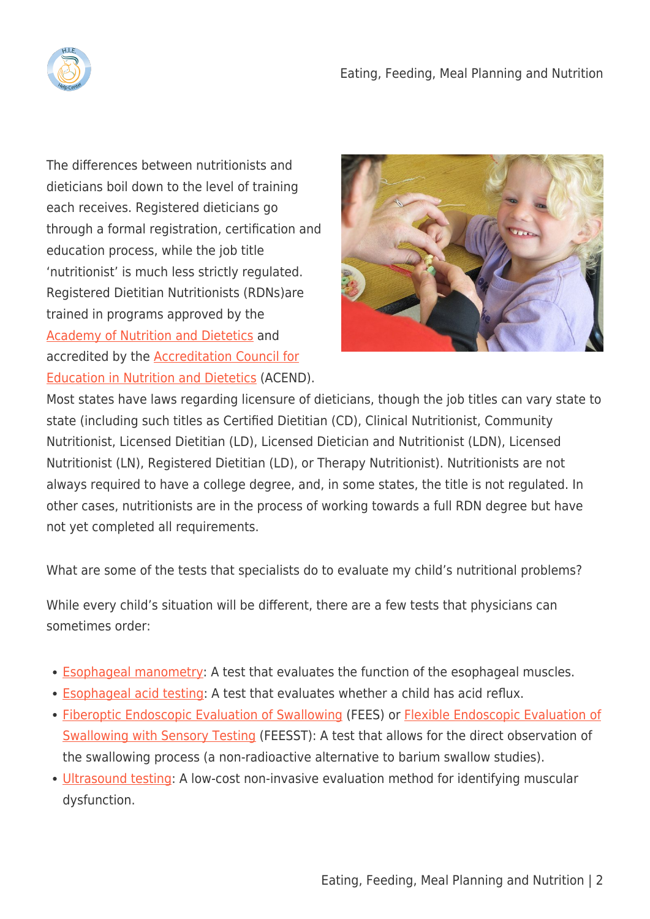The differences between nutritionists and dieticians boil down to the level of training each receives. Registered dieticians go through a formal registration, certification and education process, while the job title 'nutritionist' is much less strictly regulated. Registered Dietitian Nutritionists (RDNs)are trained in programs approved by the Academy of Nutrition and Dietetics and accredited by the Accreditation Council for Education in Nutrition and Dietetics (ACEND). Most states have laws regarding licensure of dieticians, though the job titles can vary state to state (including such titles as Certified Dietitian (CD), Clinical Nutritionist, Community Nutritionist, Licensed Dietitian (LD), Licensed Dietician and Nutritionist (LDN), Licensed Nutritionist (LN), Registered Dietitian (LD), or Therapy Nutritionist). Nutritionists are not always required to have a college degree, and, in some states, the title is not regulated. In other cases, nutritionists are in the process of working towards a full RDN degree but have not yet completed all requirements.

What are some of the tests that specialists do to evaluate my child's nutritional problems?

While every child's situation will be different, there are a few tests that physicians can sometimes order:

- Esophageal manometry: A test that evaluates the function of the esophageal muscles.
- Esophageal acid testing: A test that evaluates whether a child has acid reflux.
- Fiberoptic Endoscopic Evaluation of Swallowing (FEES) or Flexible Endoscopic Evaluation of Swallowing with Sensory Testing (FEESST): A test that allows for the direct observation of the swallowing process (a non-radioactive alternative to barium swallow studies).
- Ultrasound testing: A low-cost non-invasive evaluation method for identifying muscular dysfunction.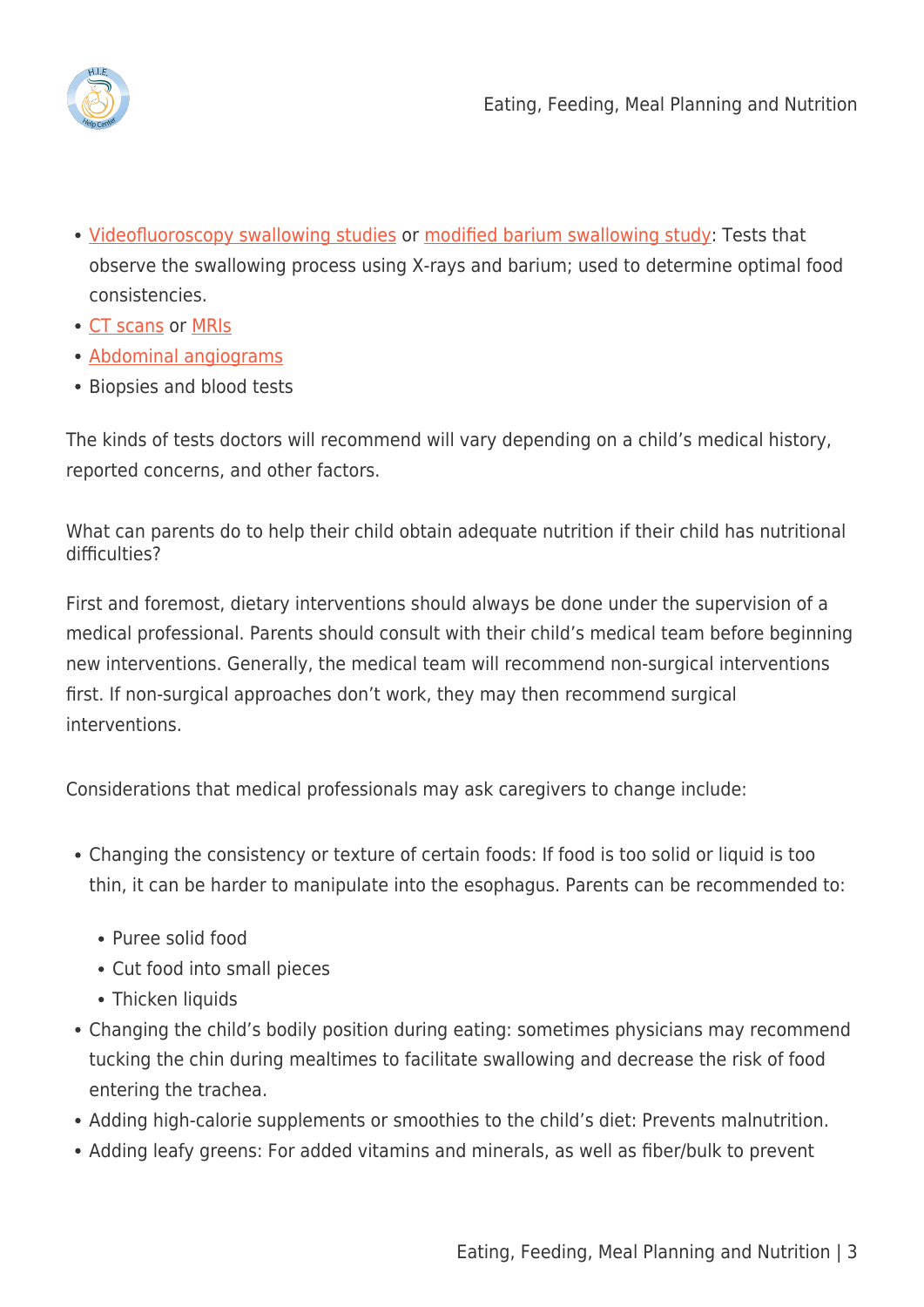- Videofluoroscopy swallowing studies or modified barium swallowing study: Tests that observe the swallowing process using X-rays and barium; used to determine optimal food consistencies.
- CT scans or MRIs
- Abdominal angiograms
- Biopsies and blood tests

The kinds of tests doctors will recommend will vary depending on a child's medical history, reported concerns, and other factors.

What can parents do to help their child obtain adequate nutrition if their child has nutritional difficulties?

First and foremost, dietary interventions should always be done under the supervision of a medical professional. Parents should consult with their child's medical team before beginning new interventions. Generally, the medical team will recommend non-surgical interventions first. If non-surgical approaches don't work, they may then recommend surgical interventions.

Considerations that medical professionals may ask caregivers to change include:

- Changing the consistency or texture of certain foods: If food is too solid or liquid is too thin, it can be harder to manipulate into the esophagus. Parents can be recommended to:
  - Puree solid food
  - Cut food into small pieces
  - Thicken liquids
- Changing the child's bodily position during eating: sometimes physicians may recommend tucking the chin during mealtimes to facilitate swallowing and decrease the risk of food entering the trachea.
- Adding high-calorie supplements or smoothies to the child's diet: Prevents malnutrition.
- Adding leafy greens: For added vitamins and minerals, as well as fiber/bulk to prevent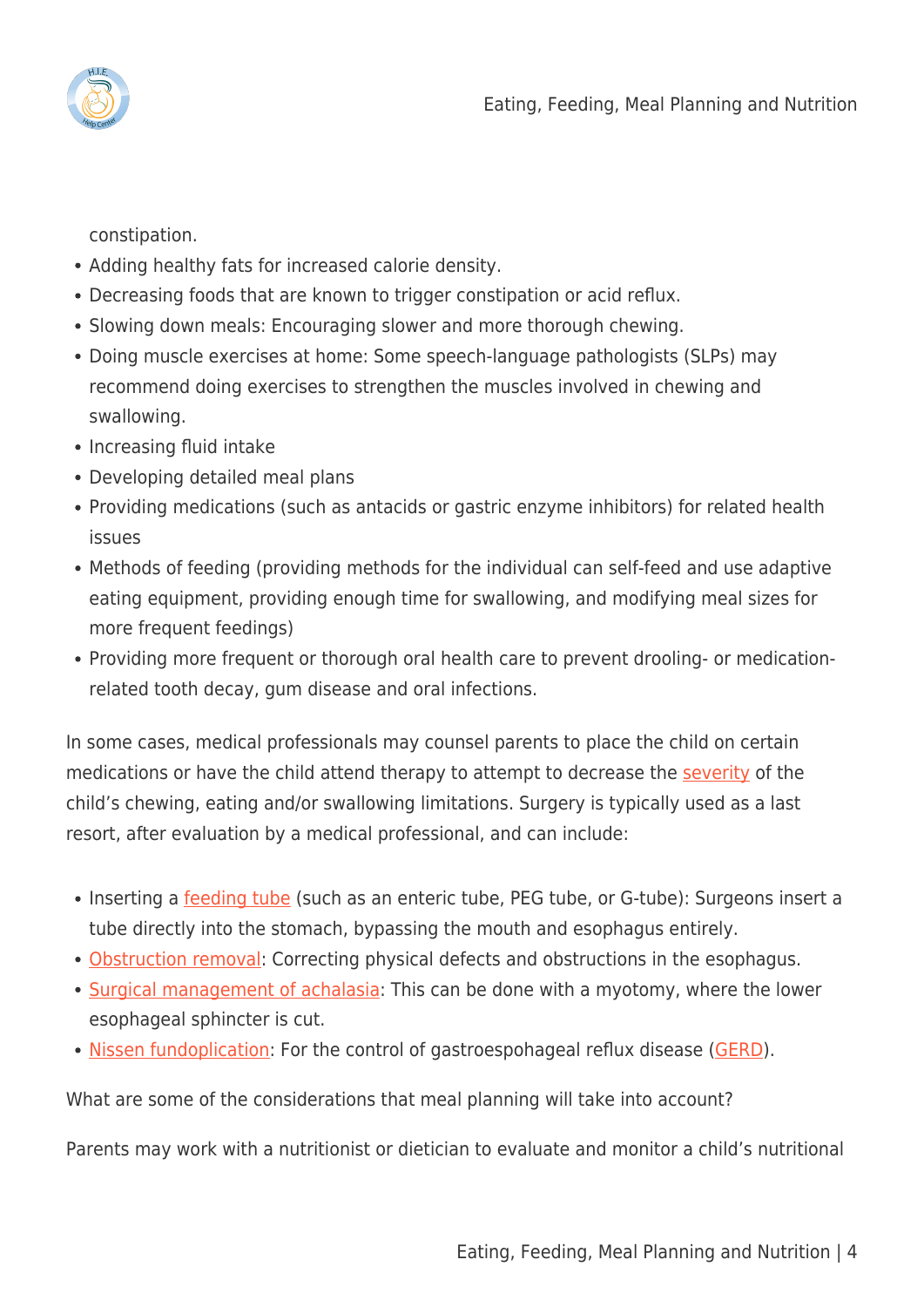constipation.
- Adding healthy fats for increased calorie density.
- Decreasing foods that are known to trigger constipation or acid reflux.
- Slowing down meals: Encouraging slower and more thorough chewing.
- Doing muscle exercises at home: Some speech-language pathologists (SLPs) may recommend doing exercises to strengthen the muscles involved in chewing and swallowing.
- Increasing fluid intake
- Developing detailed meal plans
- Providing medications (such as antacids or gastric enzyme inhibitors) for related health issues
- Methods of feeding (providing methods for the individual can self-feed and use adaptive eating equipment, providing enough time for swallowing, and modifying meal sizes for more frequent feedings)
- Providing more frequent or thorough oral health care to prevent drooling- or medication-related tooth decay, gum disease and oral infections.

In some cases, medical professionals may counsel parents to place the child on certain medications or have the child attend therapy to attempt to decrease the severity of the child's chewing, eating and/or swallowing limitations. Surgery is typically used as a last resort, after evaluation by a medical professional, and can include:

- Inserting a feeding tube (such as an enteric tube, PEG tube, or G-tube): Surgeons insert a tube directly into the stomach, bypassing the mouth and esophagus entirely.
- Obstruction removal: Correcting physical defects and obstructions in the esophagus.
- Surgical management of achalasia: This can be done with a myotomy, where the lower esophageal sphincter is cut.
- Nissen fundoplication: For the control of gastroespohageal reflux disease (GERD).

What are some of the considerations that meal planning will take into account?

Parents may work with a nutritionist or dietician to evaluate and monitor a child's nutritional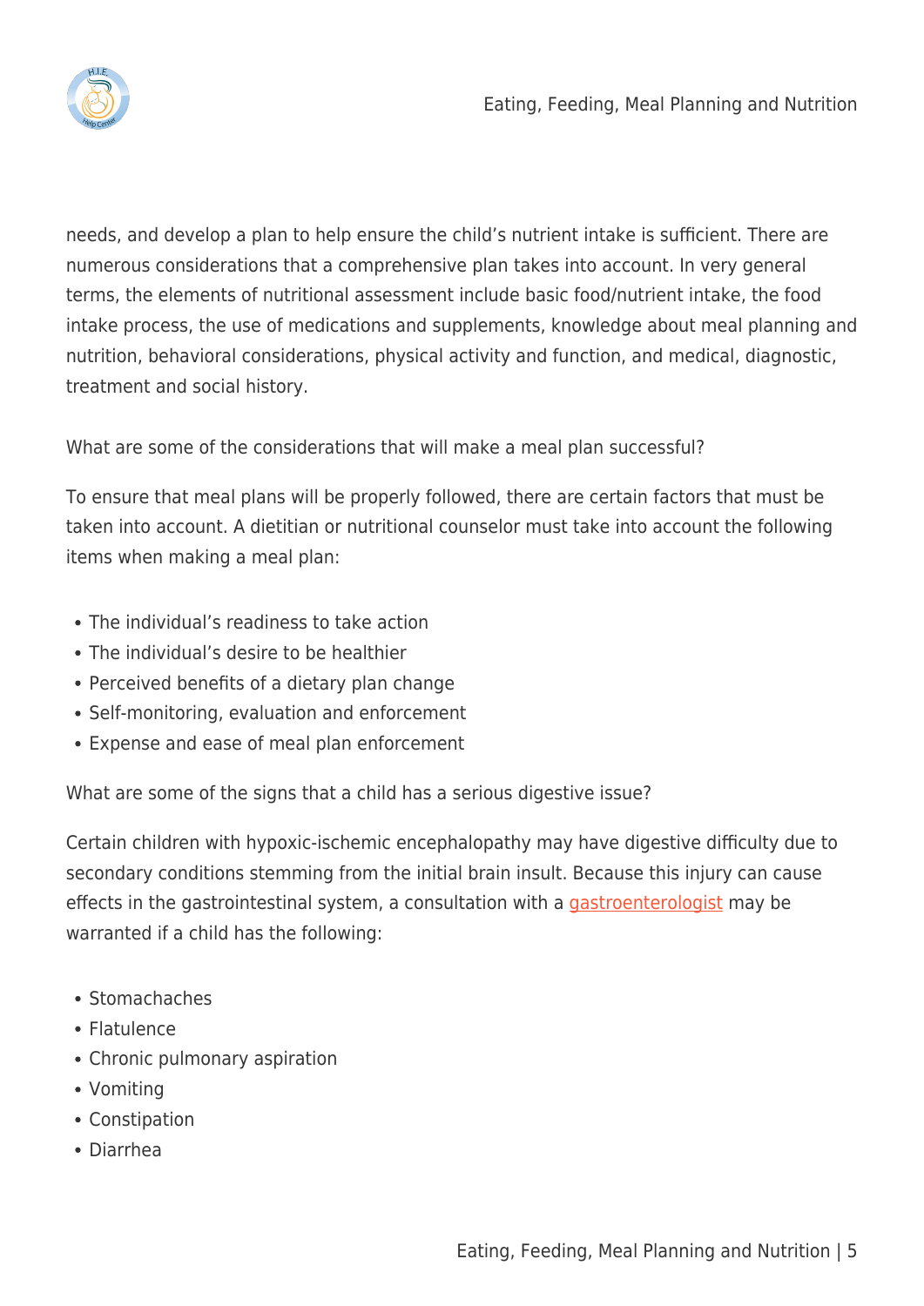needs, and develop a plan to help ensure the child's nutrient intake is sufficient. There are numerous considerations that a comprehensive plan takes into account. In very general terms, the elements of nutritional assessment include basic food/nutrient intake, the food intake process, the use of medications and supplements, knowledge about meal planning and nutrition, behavioral considerations, physical activity and function, and medical, diagnostic, treatment and social history.

What are some of the considerations that will make a meal plan successful?

To ensure that meal plans will be properly followed, there are certain factors that must be taken into account. A dietitian or nutritional counselor must take into account the following items when making a meal plan:

- The individual's readiness to take action
- The individual's desire to be healthier
- Perceived benefits of a dietary plan change
- Self-monitoring, evaluation and enforcement
- Expense and ease of meal plan enforcement

What are some of the signs that a child has a serious digestive issue?

Certain children with hypoxic-ischemic encephalopathy may have digestive difficulty due to secondary conditions stemming from the initial brain insult. Because this injury can cause effects in the gastrointestinal system, a consultation with a gastroenterologist may be warranted if a child has the following:

- Stomachaches
- Flatulence
- Chronic pulmonary aspiration
- Vomiting
- Constipation
- Diarrhea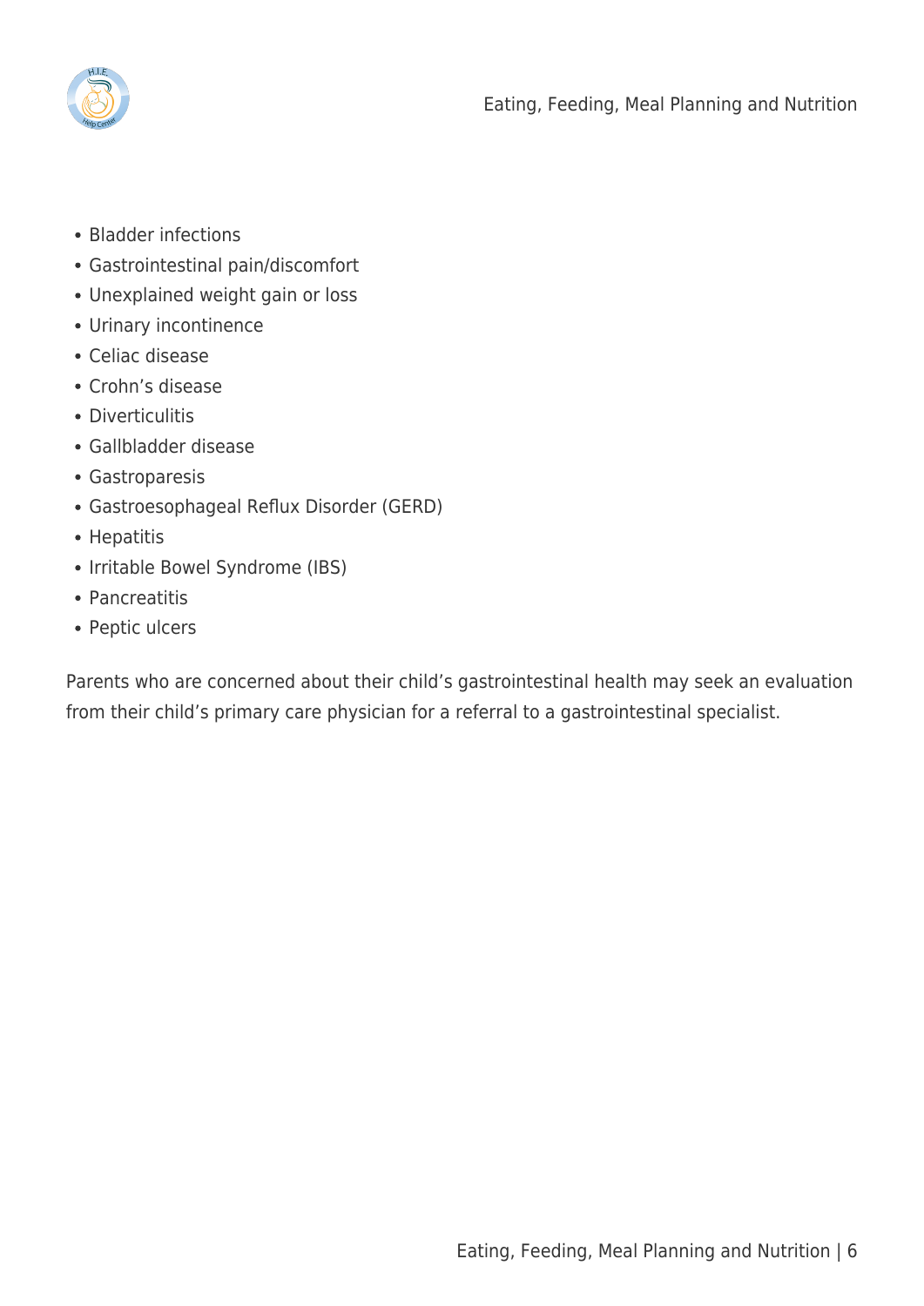- Bladder infections
- Gastrointestinal pain/discomfort
- Unexplained weight gain or loss
- Urinary incontinence
- Celiac disease
- Crohn's disease
- Diverticulitis
- Gallbladder disease
- Gastroparesis
- Gastroesophageal Reflux Disorder (GERD)
- Hepatitis
- Irritable Bowel Syndrome (IBS)
- Pancreatitis
- Peptic ulcers

Parents who are concerned about their child's gastrointestinal health may seek an evaluation from their child's primary care physician for a referral to a gastrointestinal specialist.